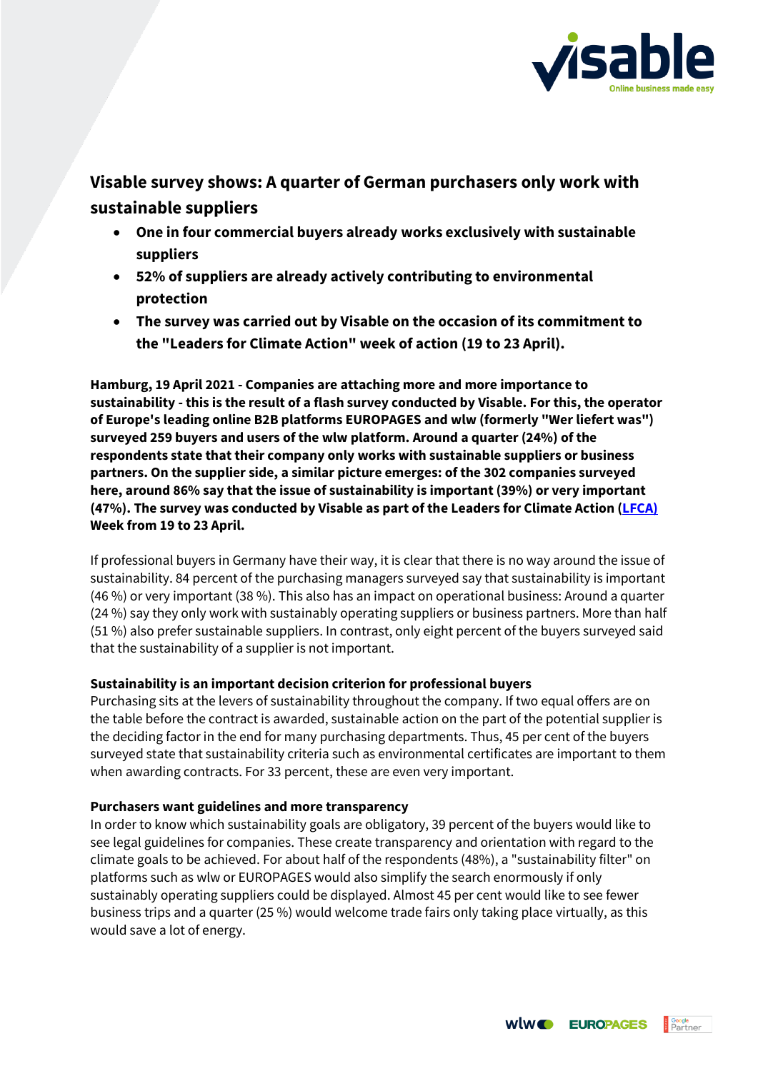# Visable survey shows: A quarter of German purchasers only work with sustainable suppliers

- **One in four commercial buyers already works exclusively with sustainable suppliers**
- **52% of suppliers are already actively contributing to environmental protection**
- **The survey was carried out by Visable on the occasion of its commitment to the "Leaders for Climate Action" week of action (19 to 23 April).**

**Hamburg, 19 April 2021 - Companies are attaching more and more importance to sustainability - this is the result of a flash survey conducted by Visable. For this, the operator of Europe's leading online B2B platforms EUROPAGES and wlw (formerly "Wer liefert was") surveyed 259 buyers and users of the wlw platform. Around a quarter (24%) of the respondents state that their company only works with sustainable suppliers or business partners. On the supplier side, a similar picture emerges: of the 302 companies surveyed here, around 86% say that the issue of sustainability is important (39%) or very important (47%). The survey was conducted by Visable as part of the Leaders for Climate Action (LFCA) Week from 19 to 23 April.**

If professional buyers in Germany have their way, it is clear that there is no way around the issue of sustainability. 84 percent of the purchasing managers surveyed say that sustainability is important (46 %) or very important (38 %). This also has an impact on operational business: Around a quarter (24 %) say they only work with sustainably operating suppliers or business partners. More than half (51 %) also prefer sustainable suppliers. In contrast, only eight percent of the buyers surveyed said that the sustainability of a supplier is not important.

### Sustainability is an important decision criterion for professional buyers

Purchasing sits at the levers of sustainability throughout the company. If two equal offers are on the table before the contract is awarded, sustainable action on the part of the potential supplier is the deciding factor in the end for many purchasing departments. Thus, 45 per cent of the buyers surveyed state that sustainability criteria such as environmental certificates are important to them when awarding contracts. For 33 percent, these are even very important.

### Purchasers want guidelines and more transparency

In order to know which sustainability goals are obligatory, 39 percent of the buyers would like to see legal guidelines for companies. These create transparency and orientation with regard to the climate goals to be achieved. For about half of the respondents (48%), a "sustainability filter" on platforms such as wlw or EUROPAGES would also simplify the search enormously if only sustainably operating suppliers could be displayed. Almost 45 per cent would like to see fewer business trips and a quarter (25 %) would welcome trade fairs only taking place virtually, as this would save a lot of energy.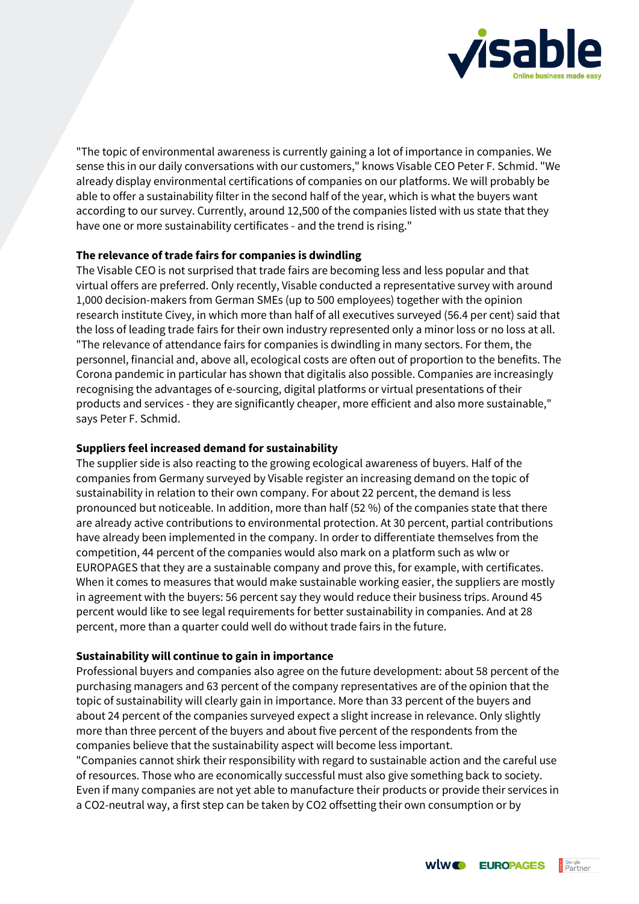"The topic of environmental awareness is currently gaining a lot of importance in companies. We sense this in our daily conversations with our customers," knows Visable CEO Peter F. Schmid. "We already display environmental certifications of companies on our platforms. We will probably be able to offer a sustainability filter in the second half of the year, which is what the buyers want according to our survey. Currently, around 12,500 of the companies listed with us state that they have one or more sustainability certificates - and the trend is rising."

**The relevance of trade fairs for companies is dwindling**

The Visable CEO is not surprised that trade fairs are becoming less and less popular and that virtual offers are preferred. Only recently, Visable conducted a representative survey with around 1,000 decision-makers from German SMEs (up to 500 employees) together with the opinion research institute Civey, in which more than half of all executives surveyed (56.4 per cent) said that the loss of leading trade fairs for their own industry represented only a minor loss or no loss at all. "The relevance of attendance fairs for companies is dwindling in many sectors. For them, the personnel, financial and, above all, ecological costs are often out of proportion to the benefits. The Corona pandemic in particular has shown that digitalis also possible. Companies are increasingly recognising the advantages of e-sourcing, digital platforms or virtual presentations of their products and services - they are significantly cheaper, more efficient and also more sustainable," says Peter F. Schmid.

**Suppliers feel increased demand for sustainability**

The supplier side is also reacting to the growing ecological awareness of buyers. Half of the companies from Germany surveyed by Visable register an increasing demand on the topic of sustainability in relation to their own company. For about 22 percent, the demand is less pronounced but noticeable. In addition, more than half (52 %) of the companies state that there are already active contributions to environmental protection. At 30 percent, partial contributions have already been implemented in the company. In order to differentiate themselves from the competition, 44 percent of the companies would also mark on a platform such as wlw or EUROPAGES that they are a sustainable company and prove this, for example, with certificates. When it comes to measures that would make sustainable working easier, the suppliers are mostly in agreement with the buyers: 56 percent say they would reduce their business trips. Around 45 percent would like to see legal requirements for better sustainability in companies. And at 28 percent, more than a quarter could well do without trade fairs in the future.

**Sustainability will continue to gain in importance**

Professional buyers and companies also agree on the future development: about 58 percent of the purchasing managers and 63 percent of the company representatives are of the opinion that the topic of sustainability will clearly gain in importance. More than 33 percent of the buyers and about 24 percent of the companies surveyed expect a slight increase in relevance. Only slightly more than three percent of the buyers and about five percent of the respondents from the companies believe that the sustainability aspect will become less important.

"Companies cannot shirk their responsibility with regard to sustainable action and the careful use of resources. Those who are economically successful must also give something back to society. Even if many companies are not yet able to manufacture their products or provide their services in a $CO_2$-neutral way, a first step can be taken by $CO_2$ offsetting their own consumption or by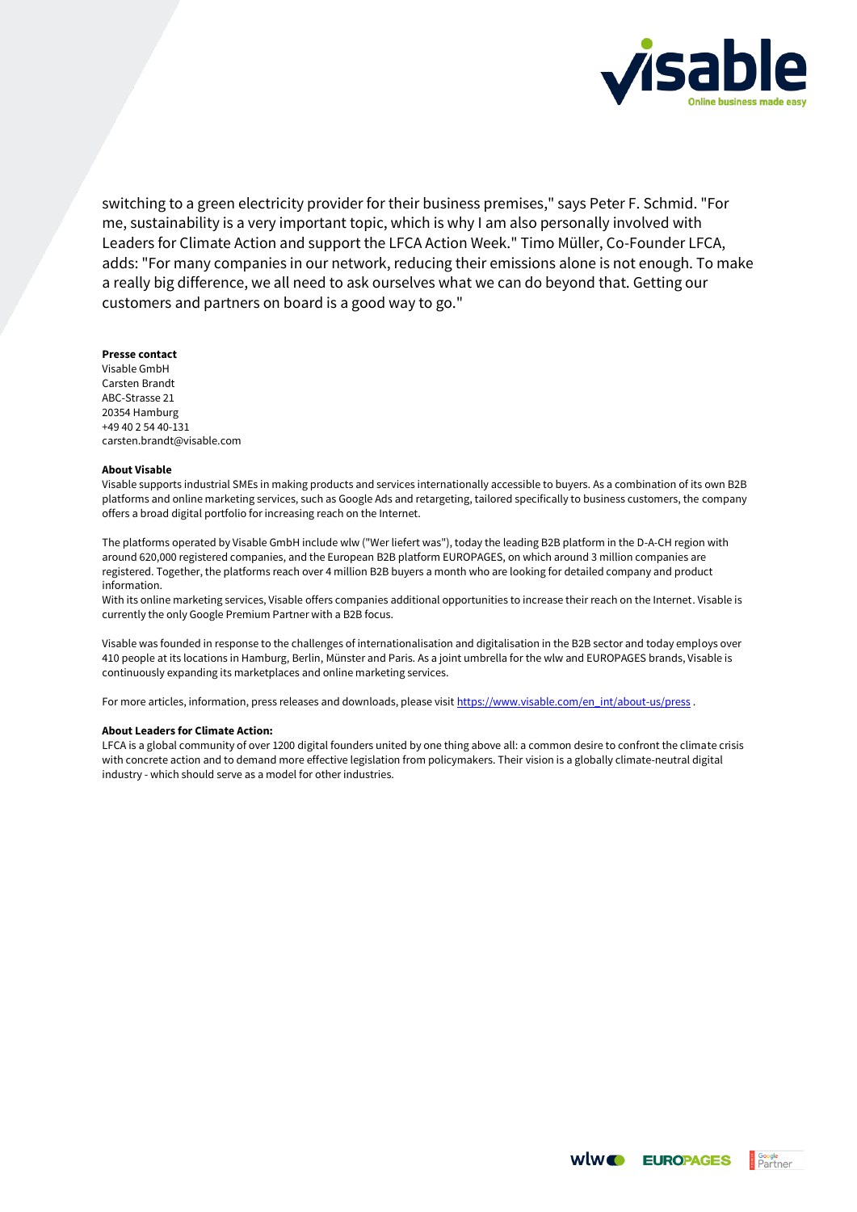switching to a green electricity provider for their business premises," says Peter F. Schmid. "For me, sustainability is a very important topic, which is why I am also personally involved with Leaders for Climate Action and support the LFCA Action Week." Timo Müller, Co-Founder LFCA, adds: "For many companies in our network, reducing their emissions alone is not enough. To make a really big difference, we all need to ask ourselves what we can do beyond that. Getting our customers and partners on board is a good way to go."

**Presse contact**
Visable GmbH
Carsten Brandt
ABC-Strasse 21
20354 Hamburg
+49 40 2 54 40-131
carsten.brandt@visable.com

**About Visable**
Visable supports industrial SMEs in making products and services internationally accessible to buyers. As a combination of its own B2B platforms and online marketing services, such as Google Ads and retargeting, tailored specifically to business customers, the company offers a broad digital portfolio for increasing reach on the Internet.

The platforms operated by Visable GmbH include wlw ("Wer liefert was"), today the leading B2B platform in the D-A-CH region with around 620,000 registered companies, and the European B2B platform EUROPAGES, on which around 3 million companies are registered. Together, the platforms reach over 4 million B2B buyers a month who are looking for detailed company and product information.
With its online marketing services, Visable offers companies additional opportunities to increase their reach on the Internet. Visable is currently the only Google Premium Partner with a B2B focus.

Visable was founded in response to the challenges of internationalisation and digitalisation in the B2B sector and today employs over 410 people at its locations in Hamburg, Berlin, Münster and Paris. As a joint umbrella for the wlw and EUROPAGES brands, Visable is continuously expanding its marketplaces and online marketing services.

For more articles, information, press releases and downloads, please visit https://www.visable.com/en_int/about-us/press .

**About Leaders for Climate Action:**
LFCA is a global community of over 1200 digital founders united by one thing above all: a common desire to confront the climate crisis with concrete action and to demand more effective legislation from policymakers. Their vision is a globally climate-neutral digital industry - which should serve as a model for other industries.